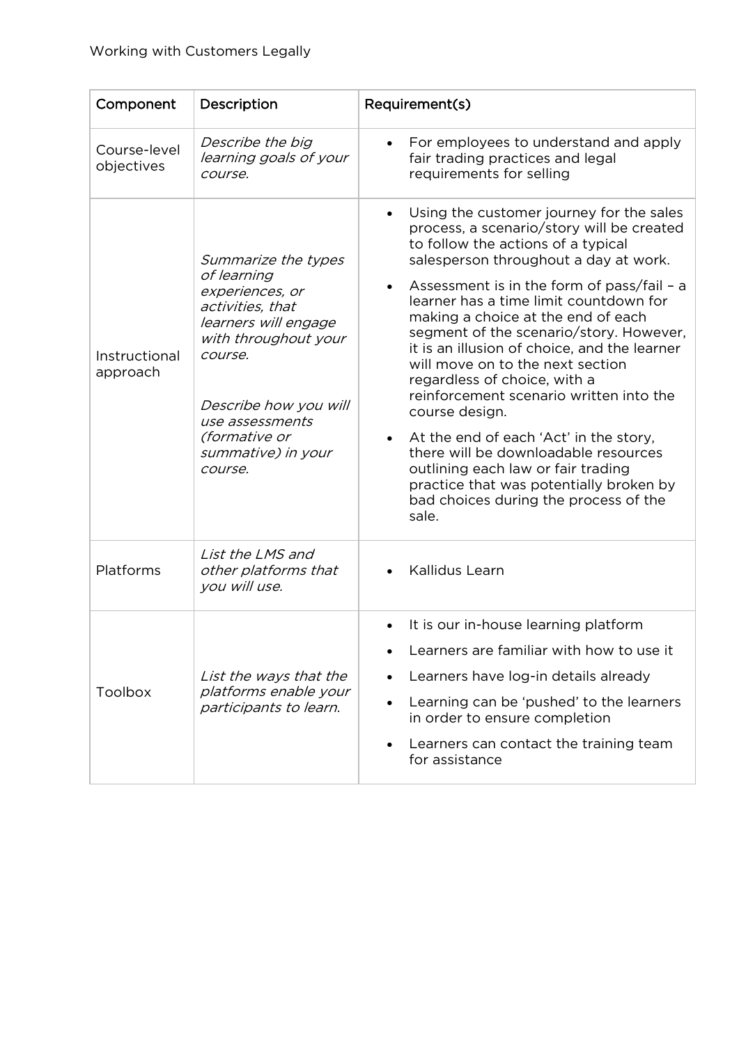Working with Customers Legally

| Component | Description | Requirement(s) |
| --- | --- | --- |
| Course-level objectives | *Describe the big learning goals of your course.* | • For employees to understand and apply fair trading practices and legal requirements for selling |
| Instructional approach | *Summarize the types of learning experiences, or activities, that learners will engage with throughout your course.*<br><br>*Describe how you will use assessments (formative or summative) in your course.* | • Using the customer journey for the sales process, a scenario/story will be created to follow the actions of a typical salesperson throughout a day at work.<br>• Assessment is in the form of pass/fail – a learner has a time limit countdown for making a choice at the end of each segment of the scenario/story. However, it is an illusion of choice, and the learner will move on to the next section regardless of choice, with a reinforcement scenario written into the course design.<br>• At the end of each 'Act' in the story, there will be downloadable resources outlining each law or fair trading practice that was potentially broken by bad choices during the process of the sale. |
| Platforms | *List the LMS and other platforms that you will use.* | • Kallidus Learn |
| Toolbox | *List the ways that the platforms enable your participants to learn.* | • It is our in-house learning platform<br>• Learners are familiar with how to use it<br>• Learners have log-in details already<br>• Learning can be 'pushed' to the learners in order to ensure completion<br>• Learners can contact the training team for assistance |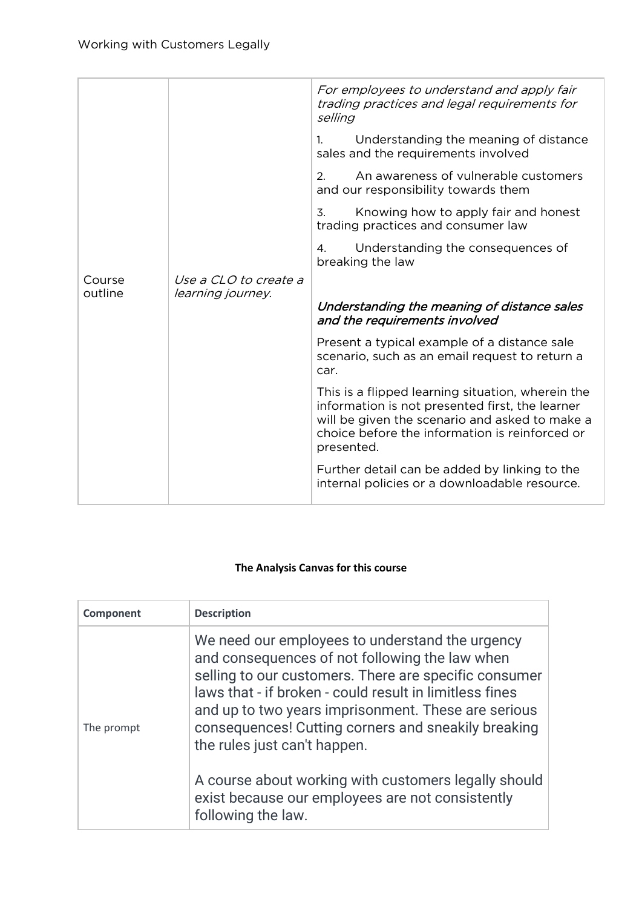| | | |
|---|---|---|
| Course outline | *Use a CLO to create a learning journey.* | *For employees to understand and apply fair trading practices and legal requirements for selling*<br><br>1. Understanding the meaning of distance sales and the requirements involved<br><br>2. An awareness of vulnerable customers and our responsibility towards them<br><br>3. Knowing how to apply fair and honest trading practices and consumer law<br><br>4. Understanding the consequences of breaking the law<br><br>*Understanding the meaning of distance sales and the requirements involved*<br><br>Present a typical example of a distance sale scenario, such as an email request to return a car.<br><br>This is a flipped learning situation, wherein the information is not presented first, the learner will be given the scenario and asked to make a choice before the information is reinforced or presented.<br><br>Further detail can be added by linking to the internal policies or a downloadable resource. |

**The Analysis Canvas for this course**

| Component | Description |
|---|---|
| The prompt | We need our employees to understand the urgency and consequences of not following the law when selling to our customers. There are specific consumer laws that - if broken - could result in limitless fines and up to two years imprisonment. These are serious consequences! Cutting corners and sneakily breaking the rules just can't happen.<br><br>A course about working with customers legally should exist because our employees are not consistently following the law. |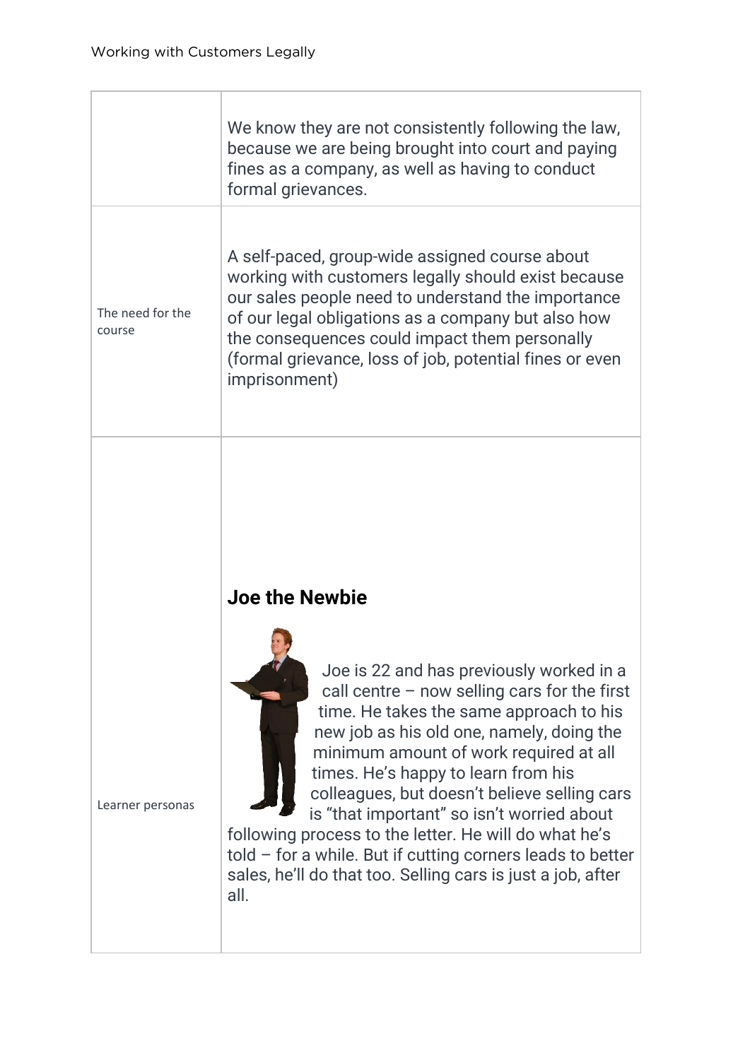| | |
|---|---|
| | We know they are not consistently following the law, because we are being brought into court and paying fines as a company, as well as having to conduct formal grievances. |
| The need for the course | A self-paced, group-wide assigned course about working with customers legally should exist because our sales people need to understand the importance of our legal obligations as a company but also how the consequences could impact them personally (formal grievance, loss of job, potential fines or even imprisonment) |
| Learner personas | **Joe the Newbie**<br><br>Joe is 22 and has previously worked in a call centre – now selling cars for the first time. He takes the same approach to his new job as his old one, namely, doing the minimum amount of work required at all times. He's happy to learn from his colleagues, but doesn't believe selling cars is "that important" so isn't worried about following process to the letter. He will do what he's told – for a while. But if cutting corners leads to better sales, he'll do that too. Selling cars is just a job, after all. |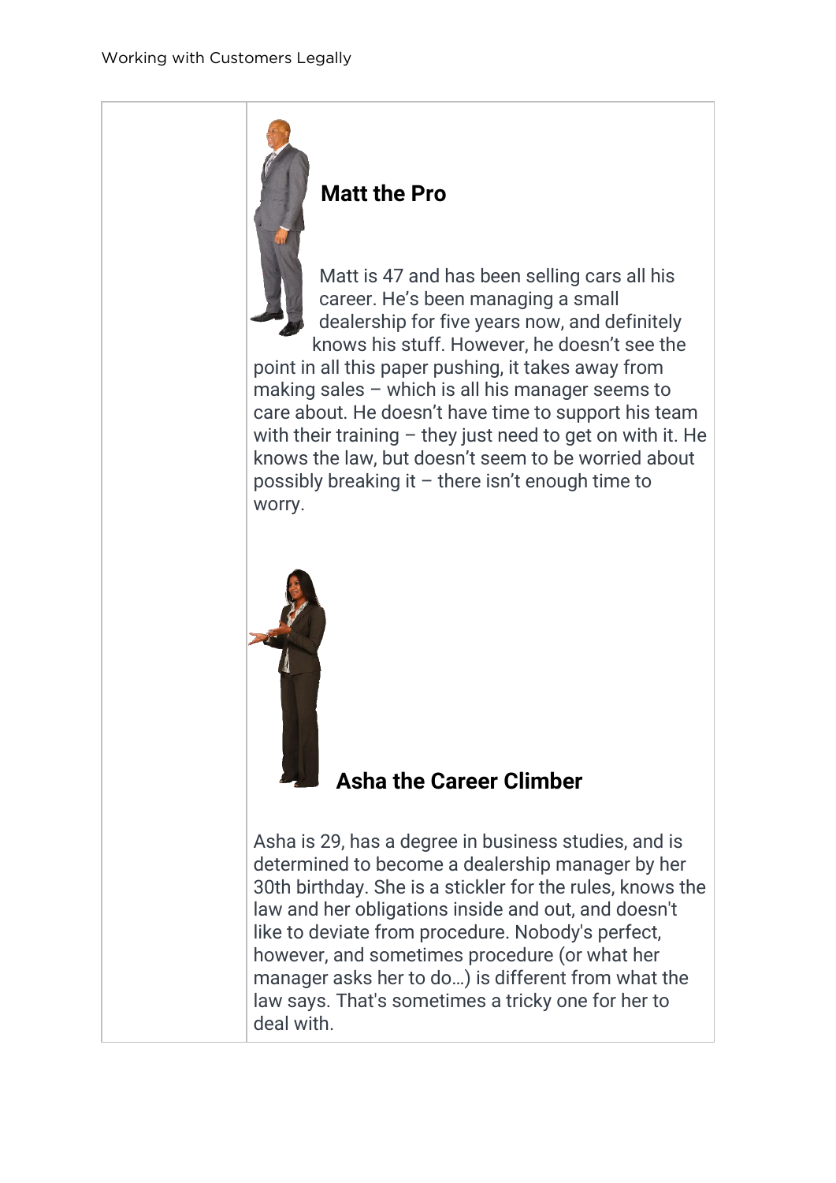### Matt the Pro

Matt is 47 and has been selling cars all his career. He's been managing a small dealership for five years now, and definitely knows his stuff. However, he doesn't see the point in all this paper pushing, it takes away from making sales – which is all his manager seems to care about. He doesn't have time to support his team with their training – they just need to get on with it. He knows the law, but doesn't seem to be worried about possibly breaking it – there isn't enough time to worry.

### Asha the Career Climber

Asha is 29, has a degree in business studies, and is determined to become a dealership manager by her 30th birthday. She is a stickler for the rules, knows the law and her obligations inside and out, and doesn't like to deviate from procedure. Nobody's perfect, however, and sometimes procedure (or what her manager asks her to do…) is different from what the law says. That's sometimes a tricky one for her to deal with.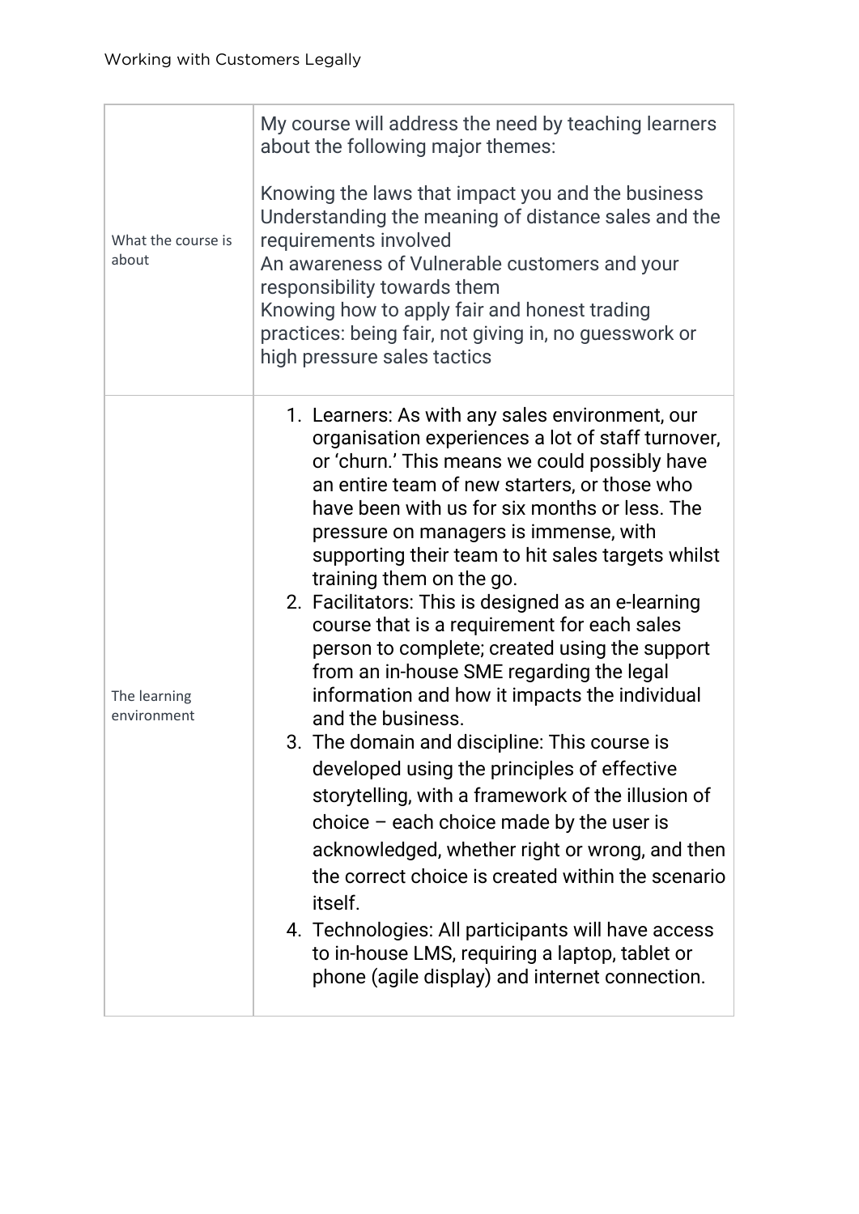| | |
|---|---|
| What the course is about | My course will address the need by teaching learners about the following major themes:<br><br>Knowing the laws that impact you and the business<br>Understanding the meaning of distance sales and the requirements involved<br>An awareness of Vulnerable customers and your responsibility towards them<br>Knowing how to apply fair and honest trading practices: being fair, not giving in, no guesswork or high pressure sales tactics |
| The learning environment | 1. Learners: As with any sales environment, our organisation experiences a lot of staff turnover, or 'churn.' This means we could possibly have an entire team of new starters, or those who have been with us for six months or less. The pressure on managers is immense, with supporting their team to hit sales targets whilst training them on the go.<br>2. Facilitators: This is designed as an e-learning course that is a requirement for each sales person to complete; created using the support from an in-house SME regarding the legal information and how it impacts the individual and the business.<br>3. The domain and discipline: This course is developed using the principles of effective storytelling, with a framework of the illusion of choice – each choice made by the user is acknowledged, whether right or wrong, and then the correct choice is created within the scenario itself.<br>4. Technologies: All participants will have access to in-house LMS, requiring a laptop, tablet or phone (agile display) and internet connection. |